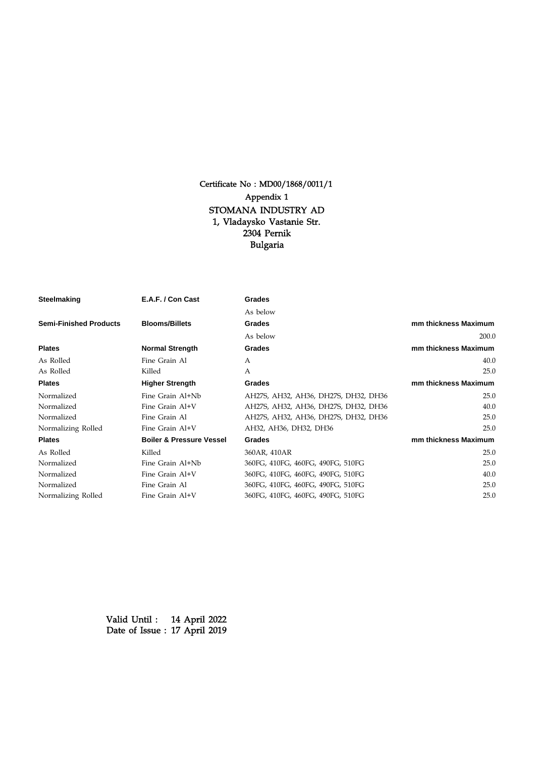Certificate No : MD00/1868/0011/1

Appendix 1

STOMANA INDUSTRY AD
1, Vladaysko Vastanie Str.
2304 Pernik
Bulgaria

| **Steelmaking** | **E.A.F. / Con Cast** | **Grades** | |
|---|---|---|---|
| | | As below | |
| **Semi-Finished Products** | **Blooms/Billets** | **Grades** | **mm thickness Maximum** |
| | | As below | 200.0 |
| **Plates** | **Normal Strength** | **Grades** | **mm thickness Maximum** |
| As Rolled | Fine Grain Al | A | 40.0 |
| As Rolled | Killed | A | 25.0 |
| **Plates** | **Higher Strength** | **Grades** | **mm thickness Maximum** |
| Normalized | Fine Grain Al+Nb | AH27S, AH32, AH36, DH27S, DH32, DH36 | 25.0 |
| Normalized | Fine Grain Al+V | AH27S, AH32, AH36, DH27S, DH32, DH36 | 40.0 |
| Normalized | Fine Grain Al | AH27S, AH32, AH36, DH27S, DH32, DH36 | 25.0 |
| Normalizing Rolled | Fine Grain Al+V | AH32, AH36, DH32, DH36 | 25.0 |
| **Plates** | **Boiler & Pressure Vessel** | **Grades** | **mm thickness Maximum** |
| As Rolled | Killed | 360AR, 410AR | 25.0 |
| Normalized | Fine Grain Al+Nb | 360FG, 410FG, 460FG, 490FG, 510FG | 25.0 |
| Normalized | Fine Grain Al+V | 360FG, 410FG, 460FG, 490FG, 510FG | 40.0 |
| Normalized | Fine Grain Al | 360FG, 410FG, 460FG, 490FG, 510FG | 25.0 |
| Normalizing Rolled | Fine Grain Al+V | 360FG, 410FG, 460FG, 490FG, 510FG | 25.0 |

Valid Until : 14 April 2022
Date of Issue : 17 April 2019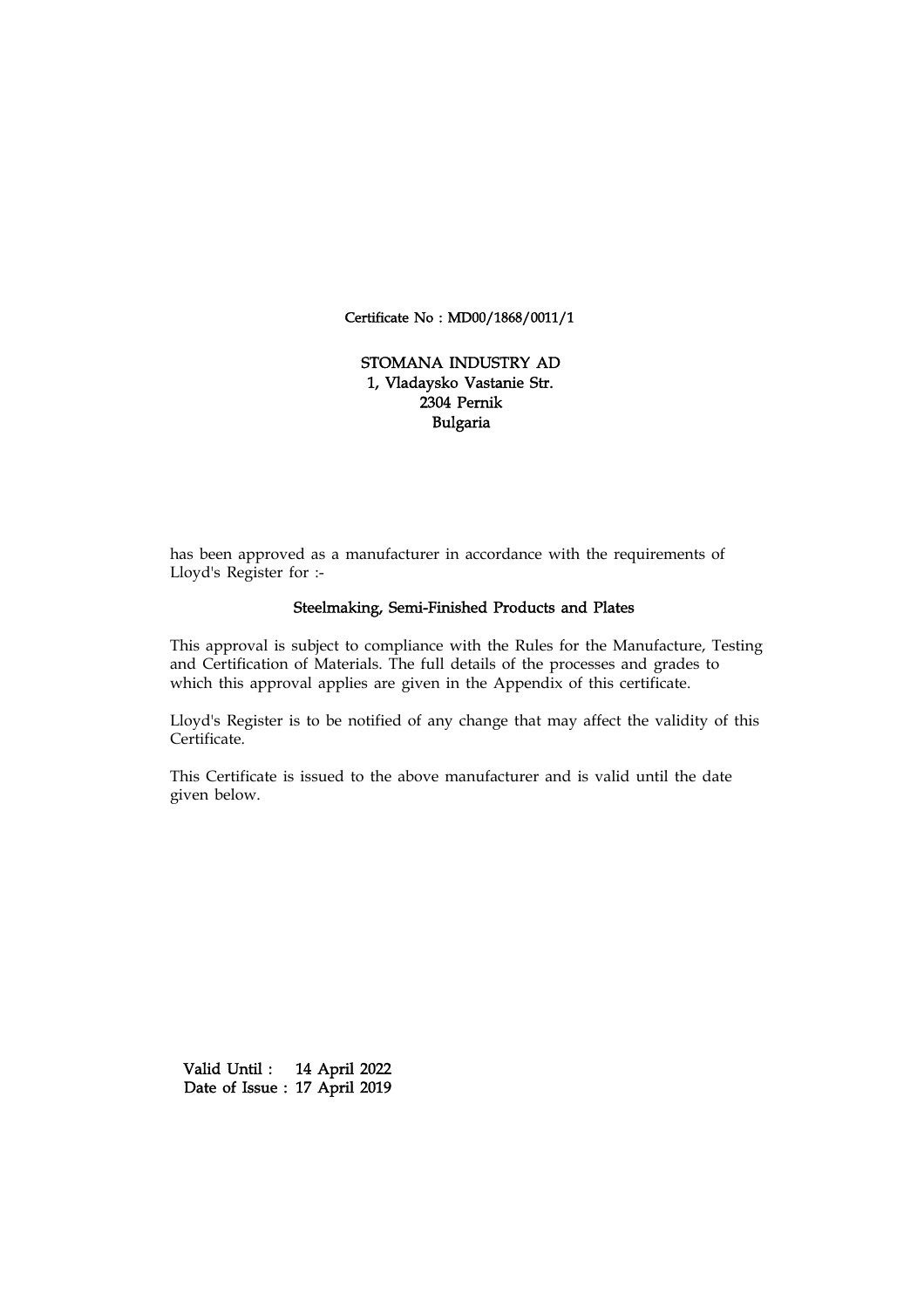Certificate No : MD00/1868/0011/1

STOMANA INDUSTRY AD
1, Vladaysko Vastanie Str.
2304 Pernik
Bulgaria

has been approved as a manufacturer in accordance with the requirements of Lloyd's Register for :-

**Steelmaking, Semi-Finished Products and Plates**

This approval is subject to compliance with the Rules for the Manufacture, Testing and Certification of Materials. The full details of the processes and grades to which this approval applies are given in the Appendix of this certificate.

Lloyd's Register is to be notified of any change that may affect the validity of this Certificate.

This Certificate is issued to the above manufacturer and is valid until the date given below.

**Valid Until : 14 April 2022**
**Date of Issue : 17 April 2019**